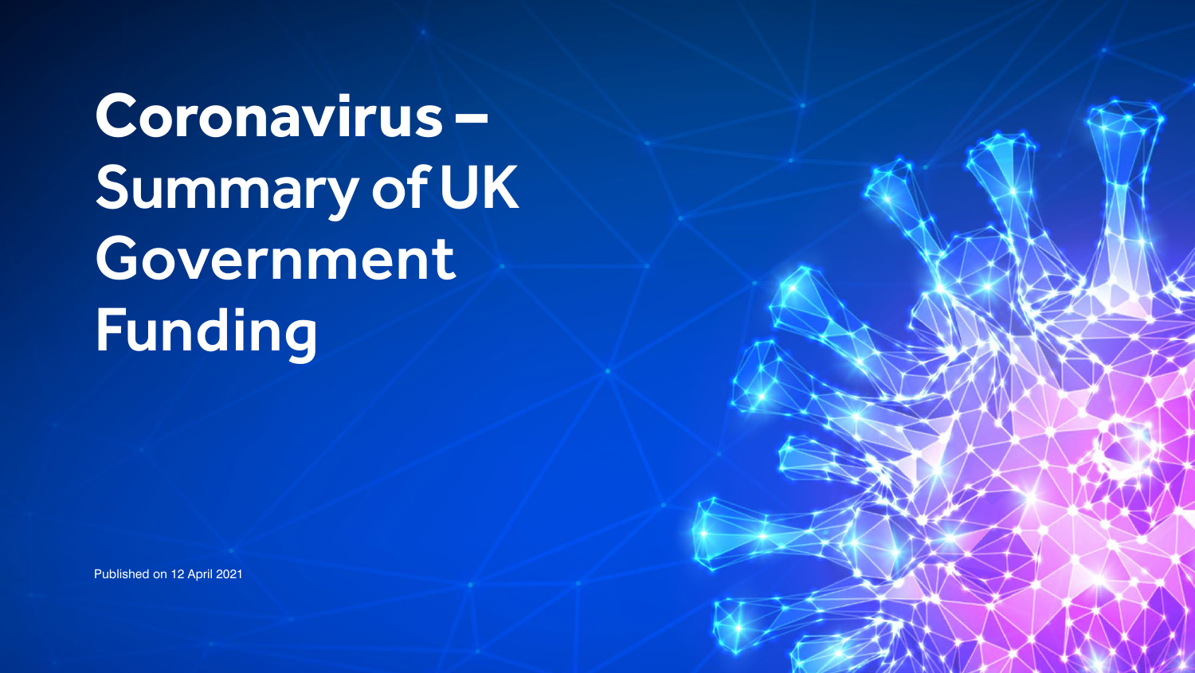# Coronavirus – Summary of UK Government Funding

Published on 12 April 2021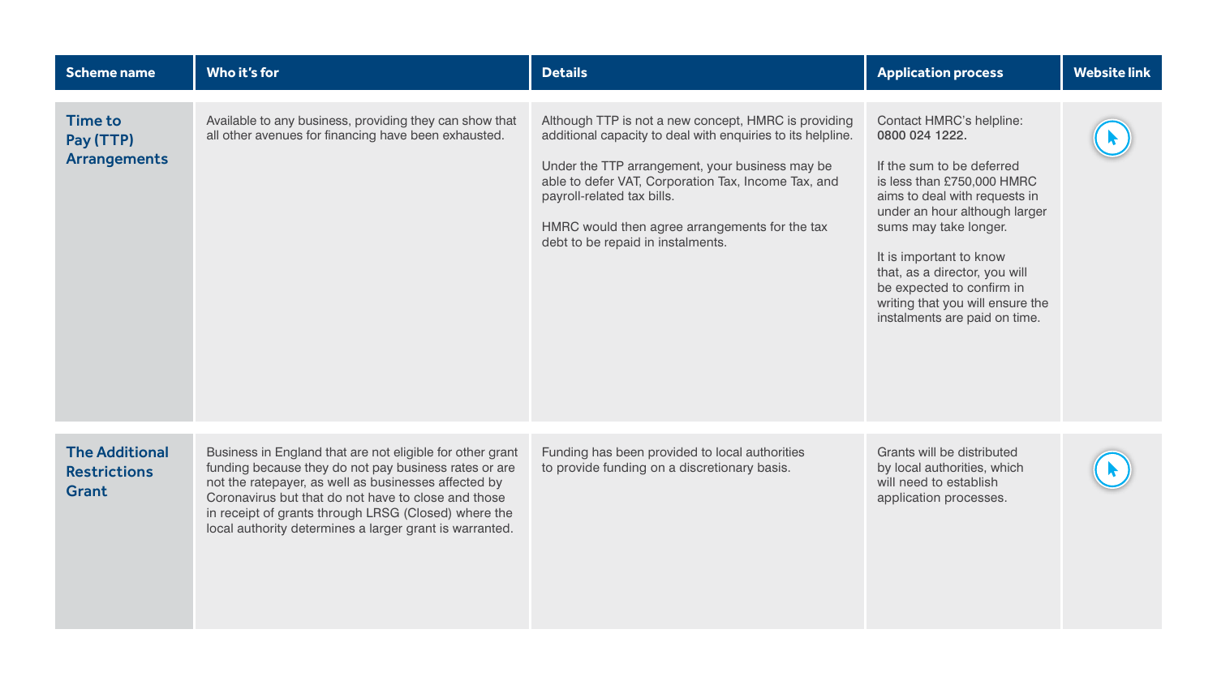| Scheme name | Who it's for | Details | Application process | Website link |
|---|---|---|---|---|
| **Time to Pay (TTP) Arrangements** | Available to any business, providing they can show that all other avenues for financing have been exhausted. | Although TTP is not a new concept, HMRC is providing additional capacity to deal with enquiries to its helpline.<br><br>Under the TTP arrangement, your business may be able to defer VAT, Corporation Tax, Income Tax, and payroll-related tax bills.<br><br>HMRC would then agree arrangements for the tax debt to be repaid in instalments. | Contact HMRC's helpline: **0800 024 1222.**<br><br>If the sum to be deferred is less than £750,000 HMRC aims to deal with requests in under an hour although larger sums may take longer.<br><br>It is important to know that, as a director, you will be expected to confirm in writing that you will ensure the instalments are paid on time. | |
| **The Additional Restrictions Grant** | Business in England that are not eligible for other grant funding because they do not pay business rates or are not the ratepayer, as well as businesses affected by Coronavirus but that do not have to close and those in receipt of grants through LRSG (Closed) where the local authority determines a larger grant is warranted. | Funding has been provided to local authorities to provide funding on a discretionary basis. | Grants will be distributed by local authorities, which will need to establish application processes. | |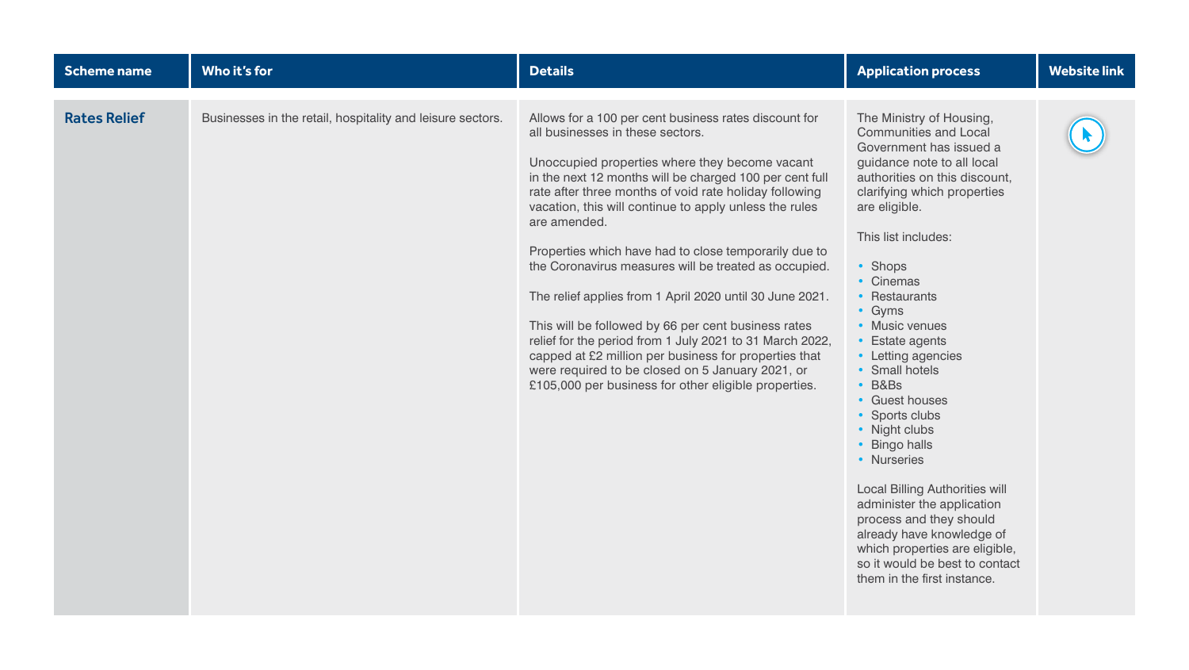| Scheme name | Who it's for | Details | Application process | Website link |
|---|---|---|---|---|
| **Rates Relief** | Businesses in the retail, hospitality and leisure sectors. | Allows for a 100 per cent business rates discount for all businesses in these sectors.<br><br>Unoccupied properties where they become vacant in the next 12 months will be charged 100 per cent full rate after three months of void rate holiday following vacation, this will continue to apply unless the rules are amended.<br><br>Properties which have had to close temporarily due to the Coronavirus measures will be treated as occupied.<br><br>The relief applies from 1 April 2020 until 30 June 2021.<br><br>This will be followed by 66 per cent business rates relief for the period from 1 July 2021 to 31 March 2022, capped at £2 million per business for properties that were required to be closed on 5 January 2021, or £105,000 per business for other eligible properties. | The Ministry of Housing, Communities and Local Government has issued a guidance note to all local authorities on this discount, clarifying which properties are eligible.<br><br>This list includes:<br><br>• Shops<br>• Cinemas<br>• Restaurants<br>• Gyms<br>• Music venues<br>• Estate agents<br>• Letting agencies<br>• Small hotels<br>• B&Bs<br>• Guest houses<br>• Sports clubs<br>• Night clubs<br>• Bingo halls<br>• Nurseries<br><br>Local Billing Authorities will administer the application process and they should already have knowledge of which properties are eligible, so it would be best to contact them in the first instance. | |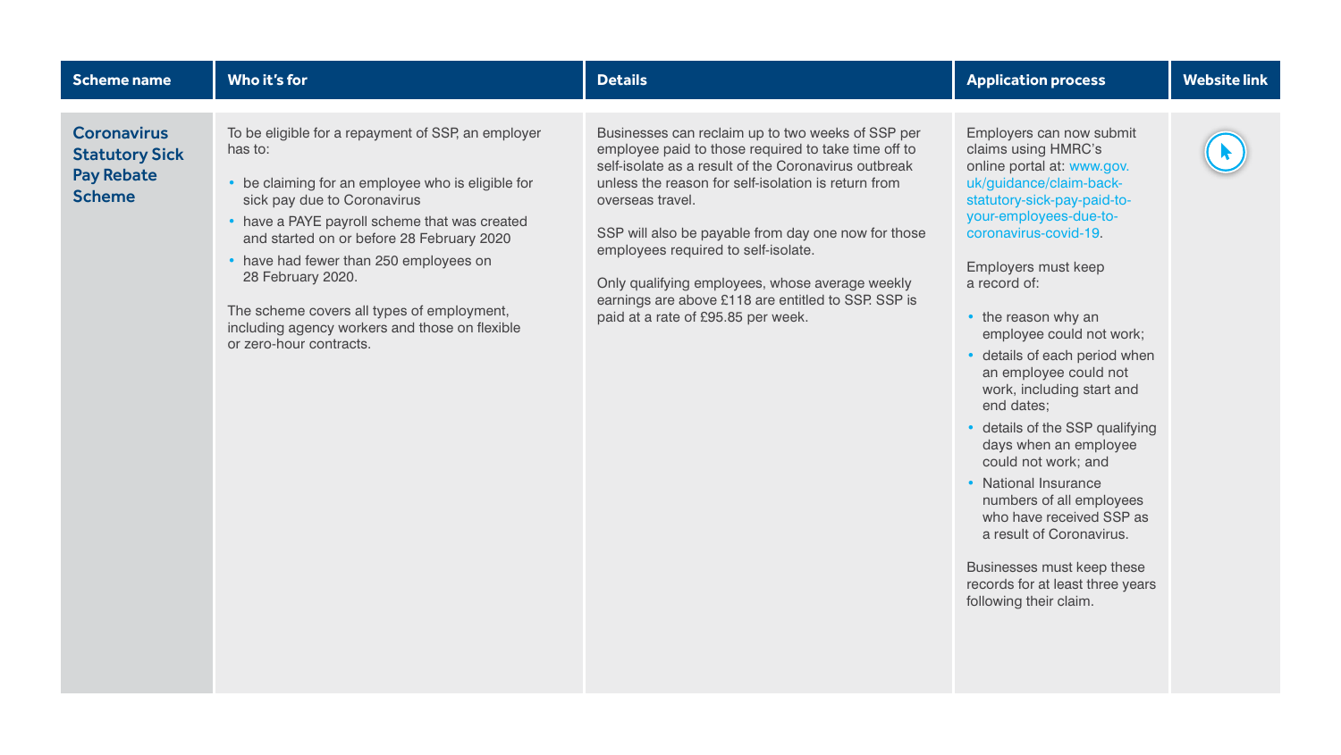| Scheme name | Who it's for | Details | Application process | Website link |
|---|---|---|---|---|
| **Coronavirus Statutory Sick Pay Rebate Scheme** | To be eligible for a repayment of SSP, an employer has to:<br>• be claiming for an employee who is eligible for sick pay due to Coronavirus<br>• have a PAYE payroll scheme that was created and started on or before 28 February 2020<br>• have had fewer than 250 employees on 28 February 2020.<br><br>The scheme covers all types of employment, including agency workers and those on flexible or zero-hour contracts. | Businesses can reclaim up to two weeks of SSP per employee paid to those required to take time off to self-isolate as a result of the Coronavirus outbreak unless the reason for self-isolation is return from overseas travel.<br><br>SSP will also be payable from day one now for those employees required to self-isolate.<br><br>Only qualifying employees, whose average weekly earnings are above £118 are entitled to SSP. SSP is paid at a rate of £95.85 per week. | Employers can now submit claims using HMRC's online portal at: www.gov.uk/guidance/claim-back-statutory-sick-pay-paid-to-your-employees-due-to-coronavirus-covid-19.<br><br>Employers must keep a record of:<br>• the reason why an employee could not work;<br>• details of each period when an employee could not work, including start and end dates;<br>• details of the SSP qualifying days when an employee could not work; and<br>• National Insurance numbers of all employees who have received SSP as a result of Coronavirus.<br><br>Businesses must keep these records for at least three years following their claim. | |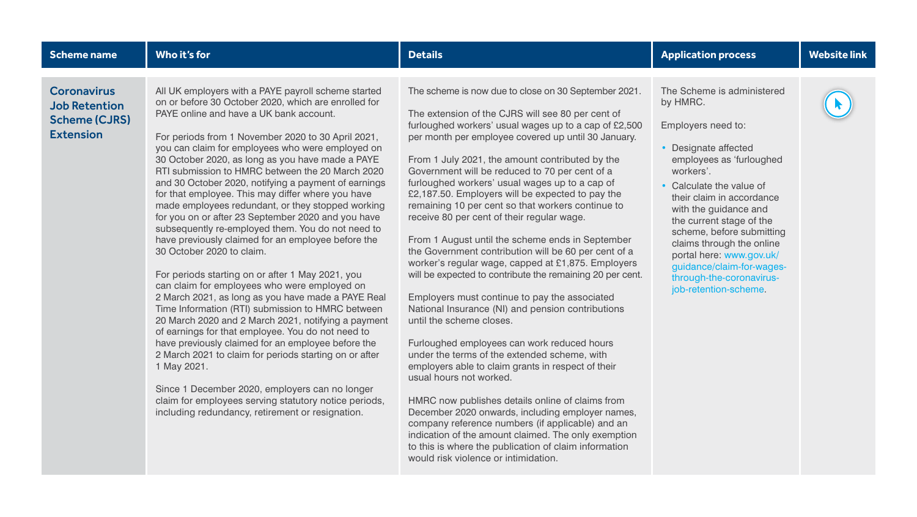| Scheme name | Who it's for | Details | Application process | Website link |
|---|---|---|---|---|
| **Coronavirus Job Retention Scheme (CJRS) Extension** | All UK employers with a PAYE payroll scheme started on or before 30 October 2020, which are enrolled for PAYE online and have a UK bank account.<br><br>For periods from 1 November 2020 to 30 April 2021, you can claim for employees who were employed on 30 October 2020, as long as you have made a PAYE RTI submission to HMRC between the 20 March 2020 and 30 October 2020, notifying a payment of earnings for that employee. This may differ where you have made employees redundant, or they stopped working for you on or after 23 September 2020 and you have subsequently re-employed them. You do not need to have previously claimed for an employee before the 30 October 2020 to claim.<br><br>For periods starting on or after 1 May 2021, you can claim for employees who were employed on 2 March 2021, as long as you have made a PAYE Real Time Information (RTI) submission to HMRC between 20 March 2020 and 2 March 2021, notifying a payment of earnings for that employee. You do not need to have previously claimed for an employee before the 2 March 2021 to claim for periods starting on or after 1 May 2021.<br><br>Since 1 December 2020, employers can no longer claim for employees serving statutory notice periods, including redundancy, retirement or resignation. | The scheme is now due to close on 30 September 2021.<br><br>The extension of the CJRS will see 80 per cent of furloughed workers' usual wages up to a cap of £2,500 per month per employee covered up until 30 January.<br><br>From 1 July 2021, the amount contributed by the Government will be reduced to 70 per cent of a furloughed workers' usual wages up to a cap of £2,187.50. Employers will be expected to pay the remaining 10 per cent so that workers continue to receive 80 per cent of their regular wage.<br><br>From 1 August until the scheme ends in September the Government contribution will be 60 per cent of a worker's regular wage, capped at £1,875. Employers will be expected to contribute the remaining 20 per cent.<br><br>Employers must continue to pay the associated National Insurance (NI) and pension contributions until the scheme closes.<br><br>Furloughed employees can work reduced hours under the terms of the extended scheme, with employers able to claim grants in respect of their usual hours not worked.<br><br>HMRC now publishes details online of claims from December 2020 onwards, including employer names, company reference numbers (if applicable) and an indication of the amount claimed. The only exemption to this is where the publication of claim information would risk violence or intimidation. | The Scheme is administered by HMRC.<br><br>Employers need to:<br><br>• Designate affected employees as 'furloughed workers'.<br>• Calculate the value of their claim in accordance with the guidance and the current stage of the scheme, before submitting claims through the online portal here: www.gov.uk/guidance/claim-for-wages-through-the-coronavirus-job-retention-scheme. | |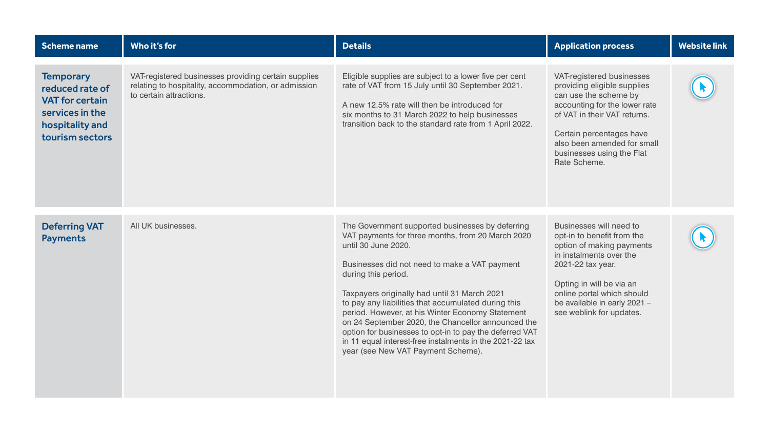| Scheme name | Who it's for | Details | Application process | Website link |
| --- | --- | --- | --- | --- |
| **Temporary reduced rate of VAT for certain services in the hospitality and tourism sectors** | VAT-registered businesses providing certain supplies relating to hospitality, accommodation, or admission to certain attractions. | Eligible supplies are subject to a lower five per cent rate of VAT from 15 July until 30 September 2021.<br><br>A new 12.5% rate will then be introduced for six months to 31 March 2022 to help businesses transition back to the standard rate from 1 April 2022. | VAT-registered businesses providing eligible supplies can use the scheme by accounting for the lower rate of VAT in their VAT returns.<br><br>Certain percentages have also been amended for small businesses using the Flat Rate Scheme. | |
| **Deferring VAT Payments** | All UK businesses. | The Government supported businesses by deferring VAT payments for three months, from 20 March 2020 until 30 June 2020.<br><br>Businesses did not need to make a VAT payment during this period.<br><br>Taxpayers originally had until 31 March 2021 to pay any liabilities that accumulated during this period. However, at his Winter Economy Statement on 24 September 2020, the Chancellor announced the option for businesses to opt-in to pay the deferred VAT in 11 equal interest-free instalments in the 2021-22 tax year (see New VAT Payment Scheme). | Businesses will need to opt-in to benefit from the option of making payments in instalments over the 2021-22 tax year.<br><br>Opting in will be via an online portal which should be available in early 2021 – see weblink for updates. | |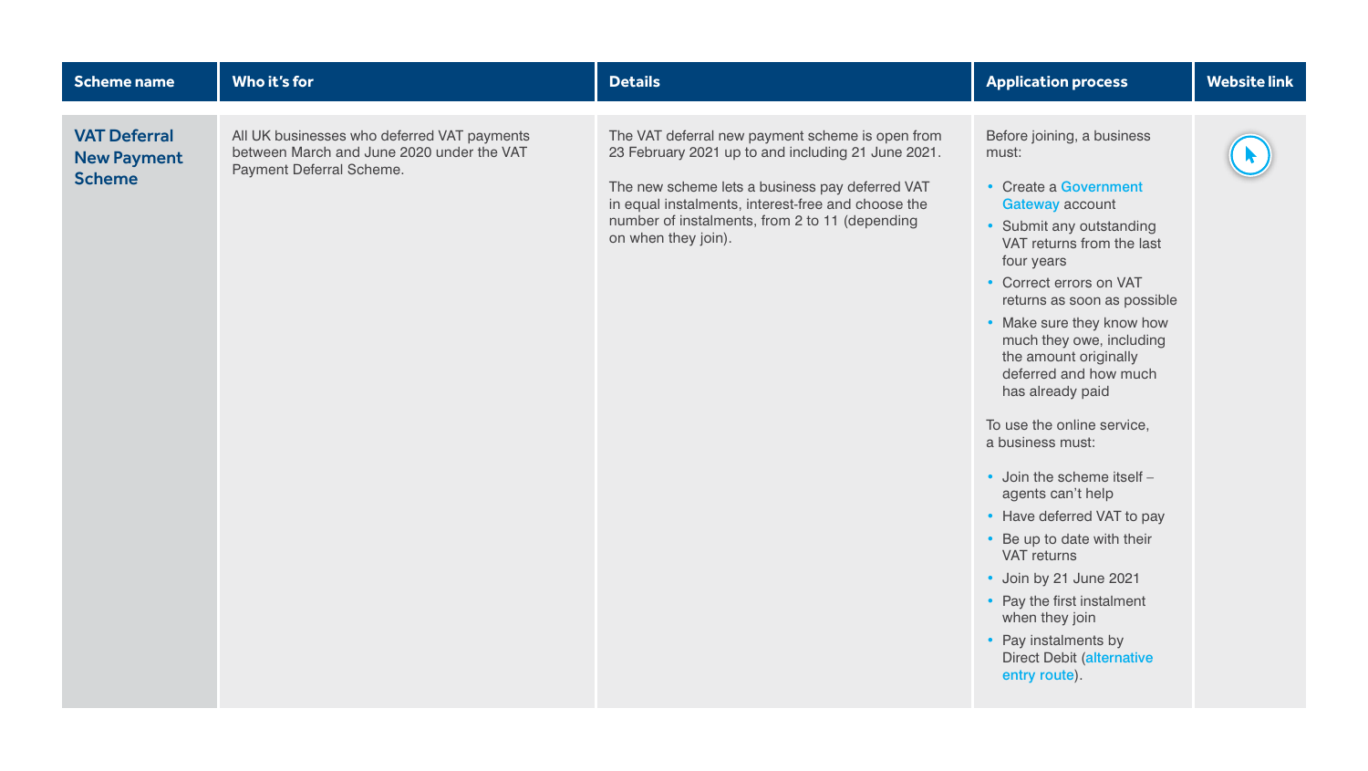| Scheme name | Who it's for | Details | Application process | Website link |
|---|---|---|---|---|
| **VAT Deferral New Payment Scheme** | All UK businesses who deferred VAT payments between March and June 2020 under the VAT Payment Deferral Scheme. | The VAT deferral new payment scheme is open from 23 February 2021 up to and including 21 June 2021.<br><br>The new scheme lets a business pay deferred VAT in equal instalments, interest-free and choose the number of instalments, from 2 to 11 (depending on when they join). | Before joining, a business must:<br>• Create a Government Gateway account<br>• Submit any outstanding VAT returns from the last four years<br>• Correct errors on VAT returns as soon as possible<br>• Make sure they know how much they owe, including the amount originally deferred and how much has already paid<br><br>To use the online service, a business must:<br>• Join the scheme itself – agents can't help<br>• Have deferred VAT to pay<br>• Be up to date with their VAT returns<br>• Join by 21 June 2021<br>• Pay the first instalment when they join<br>• Pay instalments by Direct Debit (alternative entry route). | |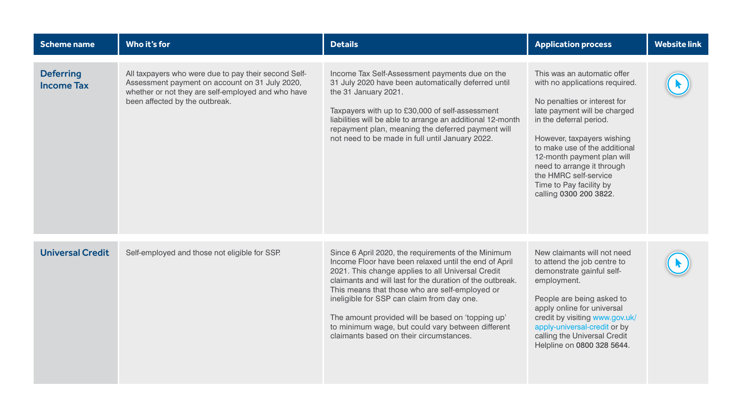| Scheme name | Who it's for | Details | Application process | Website link |
|---|---|---|---|---|
| **Deferring Income Tax** | All taxpayers who were due to pay their second Self-Assessment payment on account on 31 July 2020, whether or not they are self-employed and who have been affected by the outbreak. | Income Tax Self-Assessment payments due on the 31 July 2020 have been automatically deferred until the 31 January 2021.<br><br>Taxpayers with up to £30,000 of self-assessment liabilities will be able to arrange an additional 12-month repayment plan, meaning the deferred payment will not need to be made in full until January 2022. | This was an automatic offer with no applications required.<br><br>No penalties or interest for late payment will be charged in the deferral period.<br><br>However, taxpayers wishing to make use of the additional 12-month payment plan will need to arrange it through the HMRC self-service Time to Pay facility by calling **0300 200 3822**. | |
| **Universal Credit** | Self-employed and those not eligible for SSP. | Since 6 April 2020, the requirements of the Minimum Income Floor have been relaxed until the end of April 2021. This change applies to all Universal Credit claimants and will last for the duration of the outbreak. This means that those who are self-employed or ineligible for SSP can claim from day one.<br><br>The amount provided will be based on 'topping up' to minimum wage, but could vary between different claimants based on their circumstances. | New claimants will not need to attend the job centre to demonstrate gainful self-employment.<br><br>People are being asked to apply online for universal credit by visiting www.gov.uk/apply-universal-credit or by calling the Universal Credit Helpline on **0800 328 5644**. | |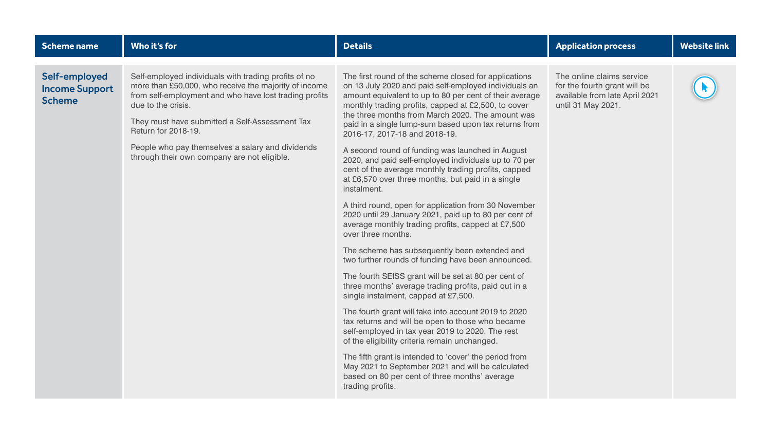| Scheme name | Who it's for | Details | Application process | Website link |
|---|---|---|---|---|
| **Self-employed Income Support Scheme** | Self-employed individuals with trading profits of no more than £50,000, who receive the majority of income from self-employment and who have lost trading profits due to the crisis.<br><br>They must have submitted a Self-Assessment Tax Return for 2018-19.<br><br>People who pay themselves a salary and dividends through their own company are not eligible. | The first round of the scheme closed for applications on 13 July 2020 and paid self-employed individuals an amount equivalent to up to 80 per cent of their average monthly trading profits, capped at £2,500, to cover the three months from March 2020. The amount was paid in a single lump-sum based upon tax returns from 2016-17, 2017-18 and 2018-19.<br><br>A second round of funding was launched in August 2020, and paid self-employed individuals up to 70 per cent of the average monthly trading profits, capped at £6,570 over three months, but paid in a single instalment.<br><br>A third round, open for application from 30 November 2020 until 29 January 2021, paid up to 80 per cent of average monthly trading profits, capped at £7,500 over three months.<br><br>The scheme has subsequently been extended and two further rounds of funding have been announced.<br><br>The fourth SEISS grant will be set at 80 per cent of three months' average trading profits, paid out in a single instalment, capped at £7,500.<br><br>The fourth grant will take into account 2019 to 2020 tax returns and will be open to those who became self-employed in tax year 2019 to 2020. The rest of the eligibility criteria remain unchanged.<br><br>The fifth grant is intended to 'cover' the period from May 2021 to September 2021 and will be calculated based on 80 per cent of three months' average trading profits. | The online claims service for the fourth grant will be available from late April 2021 until 31 May 2021. | |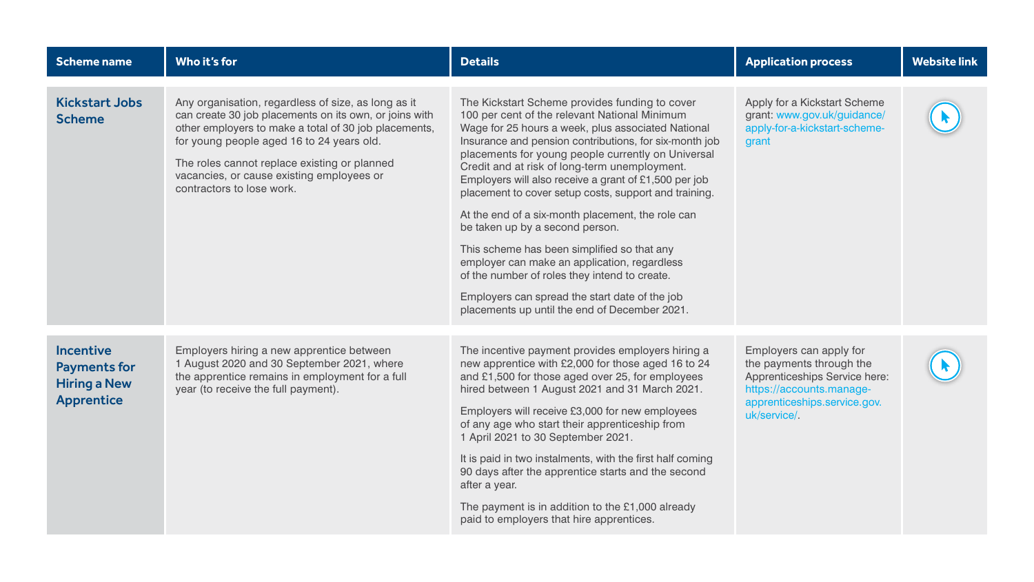| Scheme name | Who it's for | Details | Application process | Website link |
|---|---|---|---|---|
| **Kickstart Jobs Scheme** | Any organisation, regardless of size, as long as it can create 30 job placements on its own, or joins with other employers to make a total of 30 job placements, for young people aged 16 to 24 years old.<br><br>The roles cannot replace existing or planned vacancies, or cause existing employees or contractors to lose work. | The Kickstart Scheme provides funding to cover 100 per cent of the relevant National Minimum Wage for 25 hours a week, plus associated National Insurance and pension contributions, for six-month job placements for young people currently on Universal Credit and at risk of long-term unemployment. Employers will also receive a grant of £1,500 per job placement to cover setup costs, support and training.<br><br>At the end of a six-month placement, the role can be taken up by a second person.<br><br>This scheme has been simplified so that any employer can make an application, regardless of the number of roles they intend to create.<br><br>Employers can spread the start date of the job placements up until the end of December 2021. | Apply for a Kickstart Scheme grant: www.gov.uk/guidance/apply-for-a-kickstart-scheme-grant | |
| **Incentive Payments for Hiring a New Apprentice** | Employers hiring a new apprentice between 1 August 2020 and 30 September 2021, where the apprentice remains in employment for a full year (to receive the full payment). | The incentive payment provides employers hiring a new apprentice with £2,000 for those aged 16 to 24 and £1,500 for those aged over 25, for employees hired between 1 August 2021 and 31 March 2021.<br><br>Employers will receive £3,000 for new employees of any age who start their apprenticeship from 1 April 2021 to 30 September 2021.<br><br>It is paid in two instalments, with the first half coming 90 days after the apprentice starts and the second after a year.<br><br>The payment is in addition to the £1,000 already paid to employers that hire apprentices. | Employers can apply for the payments through the Apprenticeships Service here: https://accounts.manage-apprenticeships.service.gov.uk/service/. | |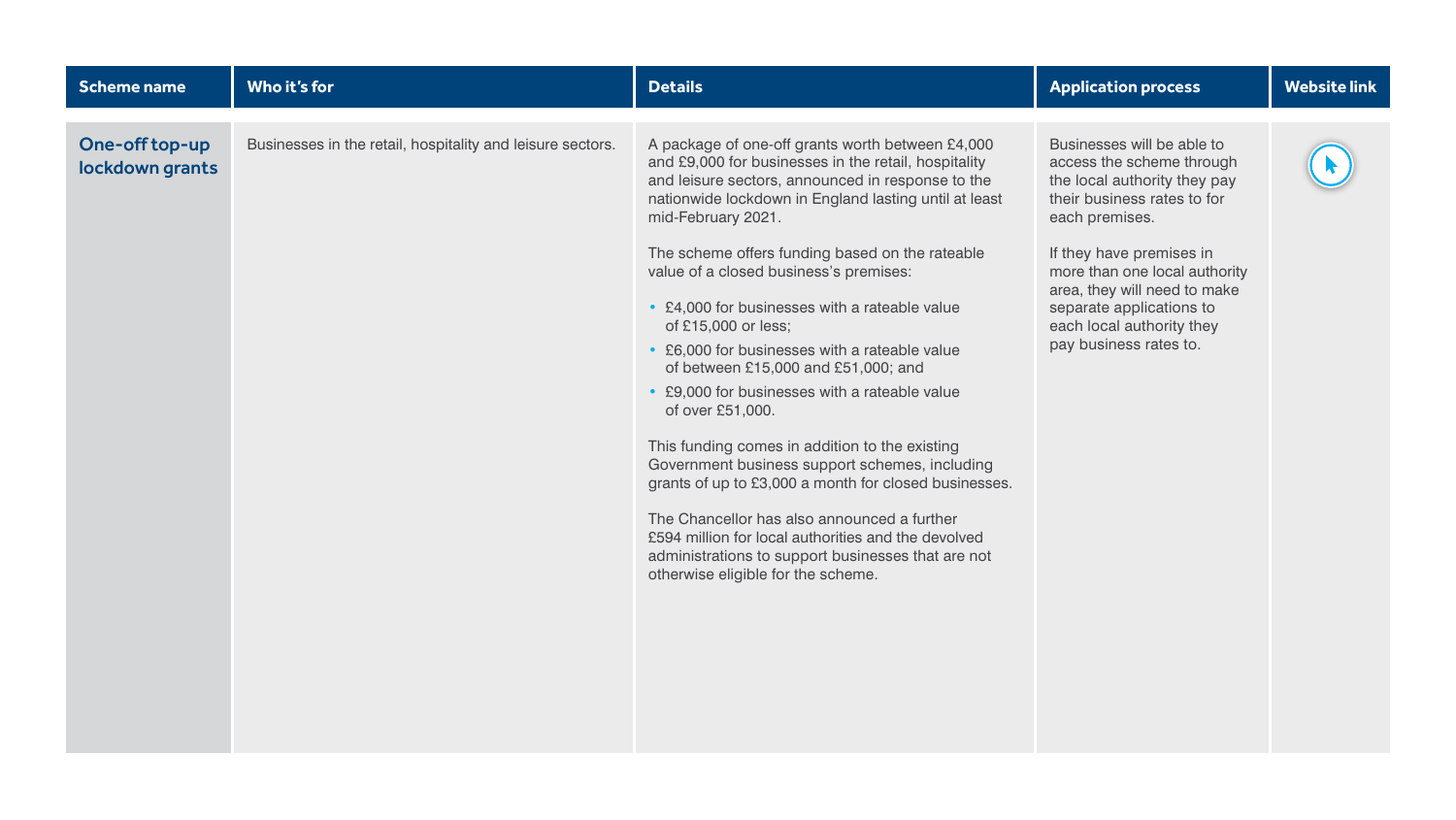| Scheme name | Who it's for | Details | Application process | Website link |
|---|---|---|---|---|
| **One-off top-up lockdown grants** | Businesses in the retail, hospitality and leisure sectors. | A package of one-off grants worth between £4,000 and £9,000 for businesses in the retail, hospitality and leisure sectors, announced in response to the nationwide lockdown in England lasting until at least mid-February 2021.<br><br>The scheme offers funding based on the rateable value of a closed business's premises:<br><br>• £4,000 for businesses with a rateable value of £15,000 or less;<br>• £6,000 for businesses with a rateable value of between £15,000 and £51,000; and<br>• £9,000 for businesses with a rateable value of over £51,000.<br><br>This funding comes in addition to the existing Government business support schemes, including grants of up to £3,000 a month for closed businesses.<br><br>The Chancellor has also announced a further £594 million for local authorities and the devolved administrations to support businesses that are not otherwise eligible for the scheme. | Businesses will be able to access the scheme through the local authority they pay their business rates to for each premises.<br><br>If they have premises in more than one local authority area, they will need to make separate applications to each local authority they pay business rates to. | |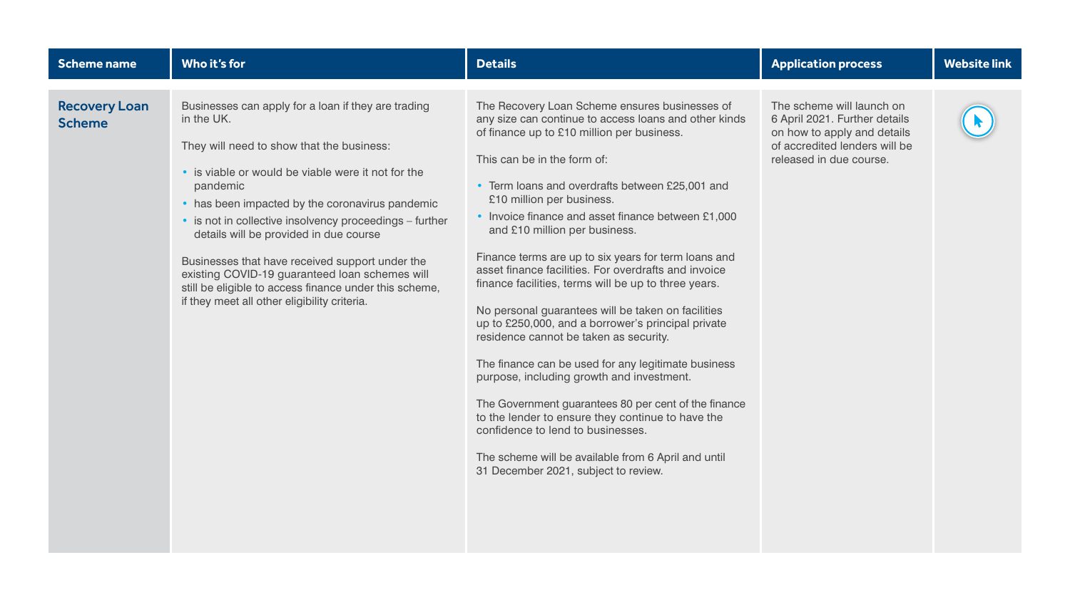| Scheme name | Who it's for | Details | Application process | Website link |
|---|---|---|---|---|
| **Recovery Loan Scheme** | Businesses can apply for a loan if they are trading in the UK.<br><br>They will need to show that the business:<br>• is viable or would be viable were it not for the pandemic<br>• has been impacted by the coronavirus pandemic<br>• is not in collective insolvency proceedings – further details will be provided in due course<br><br>Businesses that have received support under the existing COVID-19 guaranteed loan schemes will still be eligible to access finance under this scheme, if they meet all other eligibility criteria. | The Recovery Loan Scheme ensures businesses of any size can continue to access loans and other kinds of finance up to £10 million per business.<br><br>This can be in the form of:<br>• Term loans and overdrafts between £25,001 and £10 million per business.<br>• Invoice finance and asset finance between £1,000 and £10 million per business.<br><br>Finance terms are up to six years for term loans and asset finance facilities. For overdrafts and invoice finance facilities, terms will be up to three years.<br><br>No personal guarantees will be taken on facilities up to £250,000, and a borrower's principal private residence cannot be taken as security.<br><br>The finance can be used for any legitimate business purpose, including growth and investment.<br><br>The Government guarantees 80 per cent of the finance to the lender to ensure they continue to have the confidence to lend to businesses.<br><br>The scheme will be available from 6 April and until 31 December 2021, subject to review. | The scheme will launch on 6 April 2021. Further details on how to apply and details of accredited lenders will be released in due course. | |